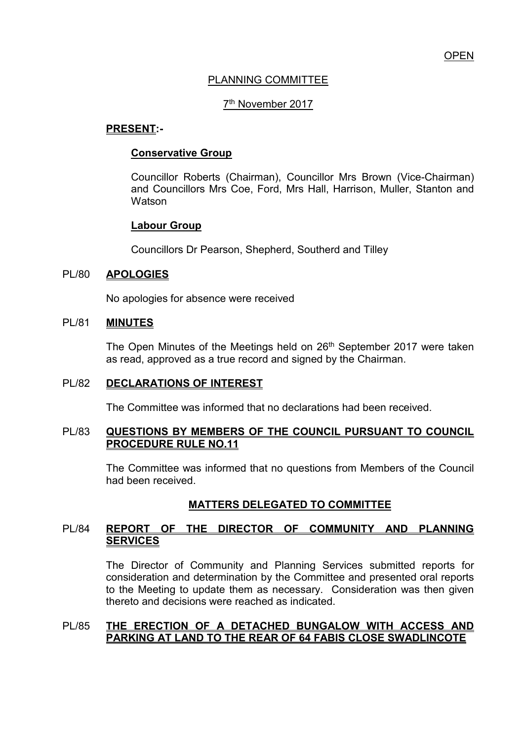OPEN

# PLANNING COMMITTEE

## 7th November 2017

**PRESENT:-**

**Conservative Group**

Councillor Roberts (Chairman), Councillor Mrs Brown (Vice-Chairman) and Councillors Mrs Coe, Ford, Mrs Hall, Harrison, Muller, Stanton and Watson

**Labour Group**

Councillors Dr Pearson, Shepherd, Southerd and Tilley

### PL/80 APOLOGIES

No apologies for absence were received

### PL/81 MINUTES

The Open Minutes of the Meetings held on 26th September 2017 were taken as read, approved as a true record and signed by the Chairman.

### PL/82 DECLARATIONS OF INTEREST

The Committee was informed that no declarations had been received.

### PL/83 QUESTIONS BY MEMBERS OF THE COUNCIL PURSUANT TO COUNCIL PROCEDURE RULE NO.11

The Committee was informed that no questions from Members of the Council had been received.

## MATTERS DELEGATED TO COMMITTEE

### PL/84 REPORT OF THE DIRECTOR OF COMMUNITY AND PLANNING SERVICES

The Director of Community and Planning Services submitted reports for consideration and determination by the Committee and presented oral reports to the Meeting to update them as necessary. Consideration was then given thereto and decisions were reached as indicated.

### PL/85 THE ERECTION OF A DETACHED BUNGALOW WITH ACCESS AND PARKING AT LAND TO THE REAR OF 64 FABIS CLOSE SWADLINCOTE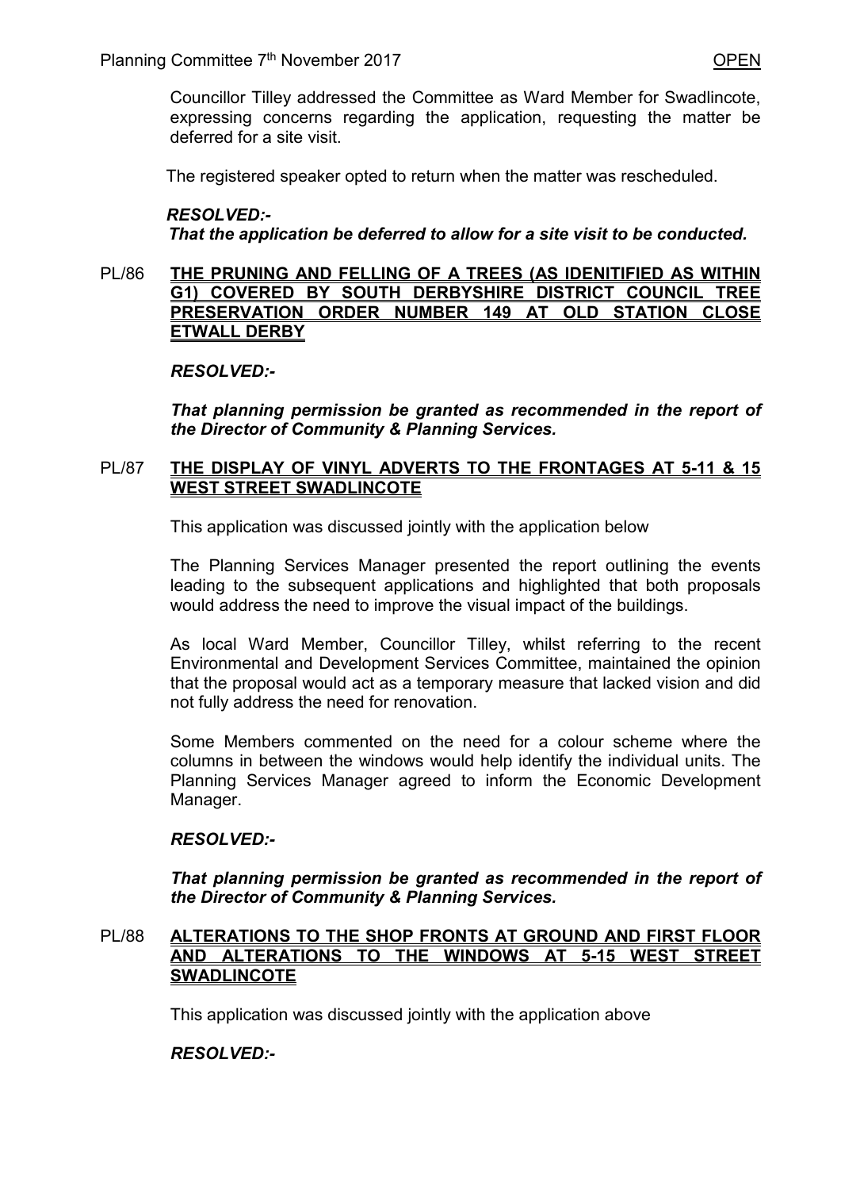Councillor Tilley addressed the Committee as Ward Member for Swadlincote, expressing concerns regarding the application, requesting the matter be deferred for a site visit.

The registered speaker opted to return when the matter was rescheduled.

***RESOLVED:-***

***That the application be deferred to allow for a site visit to be conducted.***

PL/86 **THE PRUNING AND FELLING OF A TREES (AS IDENIFIED AS WITHIN G1) COVERED BY SOUTH DERBYSHIRE DISTRICT COUNCIL TREE PRESERVATION ORDER NUMBER 149 AT OLD STATION CLOSE ETWALL DERBY**

***RESOLVED:-***

***That planning permission be granted as recommended in the report of the Director of Community & Planning Services.***

PL/87 **THE DISPLAY OF VINYL ADVERTS TO THE FRONTAGES AT 5-11 & 15 WEST STREET SWADLINCOTE**

This application was discussed jointly with the application below

The Planning Services Manager presented the report outlining the events leading to the subsequent applications and highlighted that both proposals would address the need to improve the visual impact of the buildings.

As local Ward Member, Councillor Tilley, whilst referring to the recent Environmental and Development Services Committee, maintained the opinion that the proposal would act as a temporary measure that lacked vision and did not fully address the need for renovation.

Some Members commented on the need for a colour scheme where the columns in between the windows would help identify the individual units. The Planning Services Manager agreed to inform the Economic Development Manager.

***RESOLVED:-***

***That planning permission be granted as recommended in the report of the Director of Community & Planning Services.***

PL/88 **ALTERATIONS TO THE SHOP FRONTS AT GROUND AND FIRST FLOOR AND ALTERATIONS TO THE WINDOWS AT 5-15 WEST STREET SWADLINCOTE**

This application was discussed jointly with the application above

***RESOLVED:-***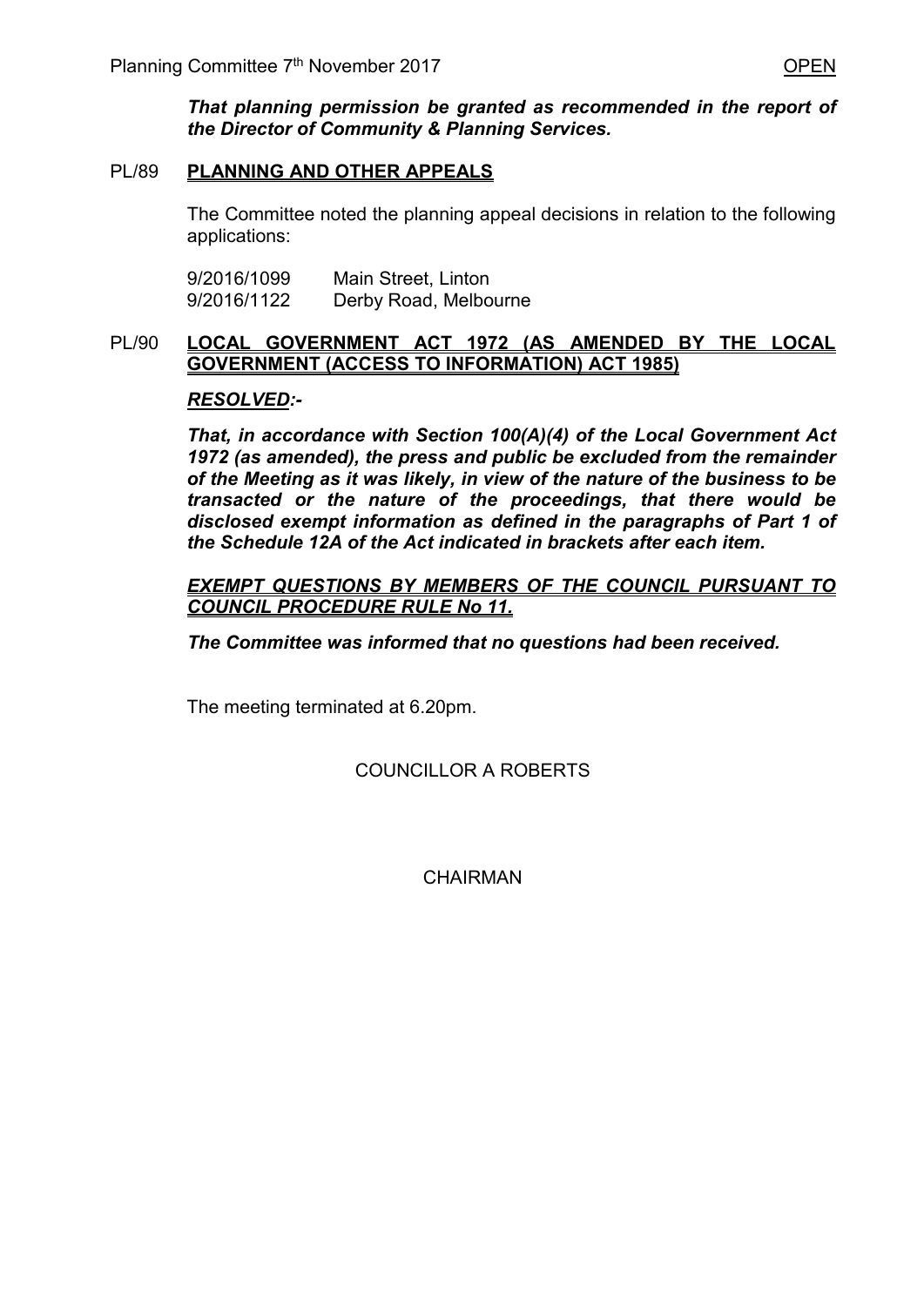***That planning permission be granted as recommended in the report of the Director of Community & Planning Services.***

PL/89 **PLANNING AND OTHER APPEALS**

The Committee noted the planning appeal decisions in relation to the following applications:

| | |
|---|---|
| 9/2016/1099 | Main Street, Linton |
| 9/2016/1122 | Derby Road, Melbourne |

PL/90 **LOCAL GOVERNMENT ACT 1972 (AS AMENDED BY THE LOCAL GOVERNMENT (ACCESS TO INFORMATION) ACT 1985)**

***RESOLVED:-***

***That, in accordance with Section 100(A)(4) of the Local Government Act 1972 (as amended), the press and public be excluded from the remainder of the Meeting as it was likely, in view of the nature of the business to be transacted or the nature of the proceedings, that there would be disclosed exempt information as defined in the paragraphs of Part 1 of the Schedule 12A of the Act indicated in brackets after each item.***

***EXEMPT QUESTIONS BY MEMBERS OF THE COUNCIL PURSUANT TO COUNCIL PROCEDURE RULE No 11.***

***The Committee was informed that no questions had been received.***

The meeting terminated at 6.20pm.

COUNCILLOR A ROBERTS

CHAIRMAN